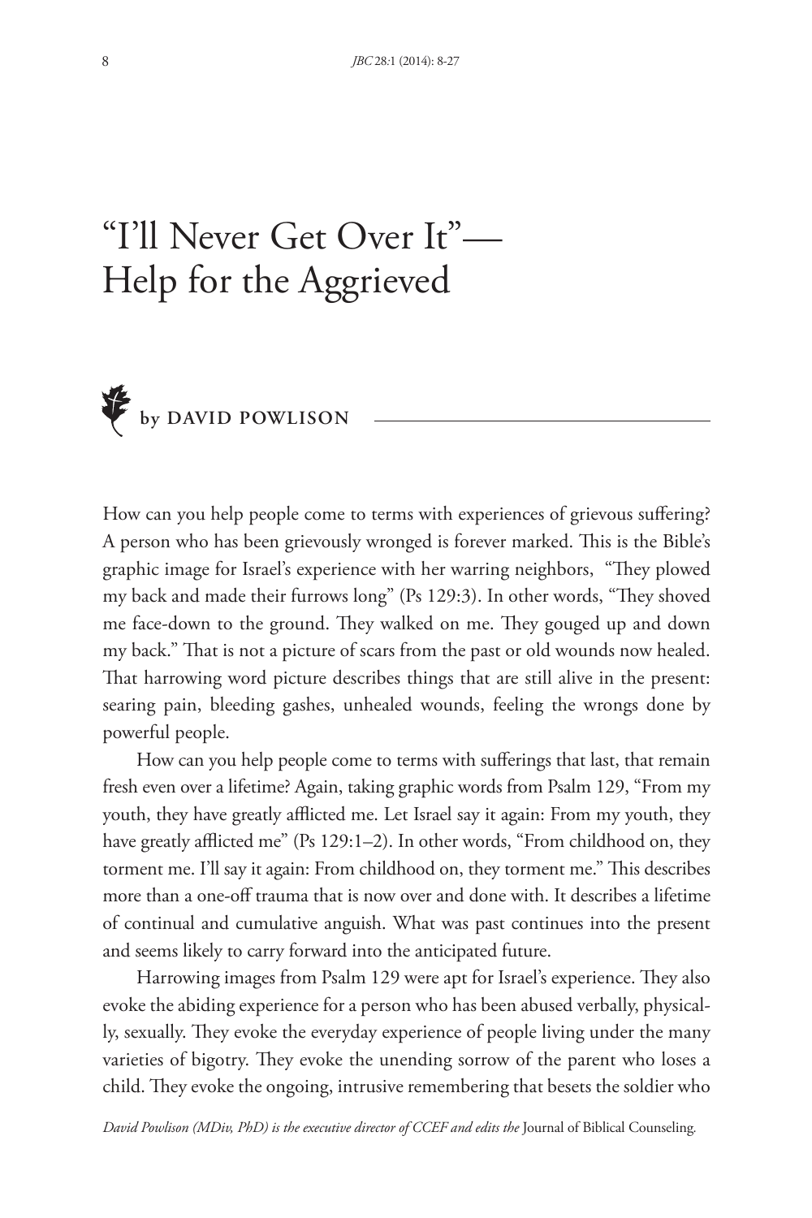# "I'll Never Get Over It"— Help for the Aggrieved

by DAVID POWLISON

How can you help people come to terms with experiences of grievous suffering? A person who has been grievously wronged is forever marked. This is the Bible's graphic image for Israel's experience with her warring neighbors, "They plowed my back and made their furrows long" (Ps 129:3). In other words, "They shoved me face-down to the ground. They walked on me. They gouged up and down my back." That is not a picture of scars from the past or old wounds now healed. That harrowing word picture describes things that are still alive in the present: searing pain, bleeding gashes, unhealed wounds, feeling the wrongs done by powerful people.

How can you help people come to terms with sufferings that last, that remain fresh even over a lifetime? Again, taking graphic words from Psalm 129, "From my youth, they have greatly afflicted me. Let Israel say it again: From my youth, they have greatly afflicted me" (Ps 129:1–2). In other words, "From childhood on, they torment me. I'll say it again: From childhood on, they torment me." This describes more than a one-off trauma that is now over and done with. It describes a lifetime of continual and cumulative anguish. What was past continues into the present and seems likely to carry forward into the anticipated future.

Harrowing images from Psalm 129 were apt for Israel's experience. They also evoke the abiding experience for a person who has been abused verbally, physically, sexually. They evoke the everyday experience of people living under the many varieties of bigotry. They evoke the unending sorrow of the parent who loses a child. They evoke the ongoing, intrusive remembering that besets the soldier who

*David Powlison (MDiv, PhD) is the executive director of CCEF and edits the* Journal of Biblical Counseling.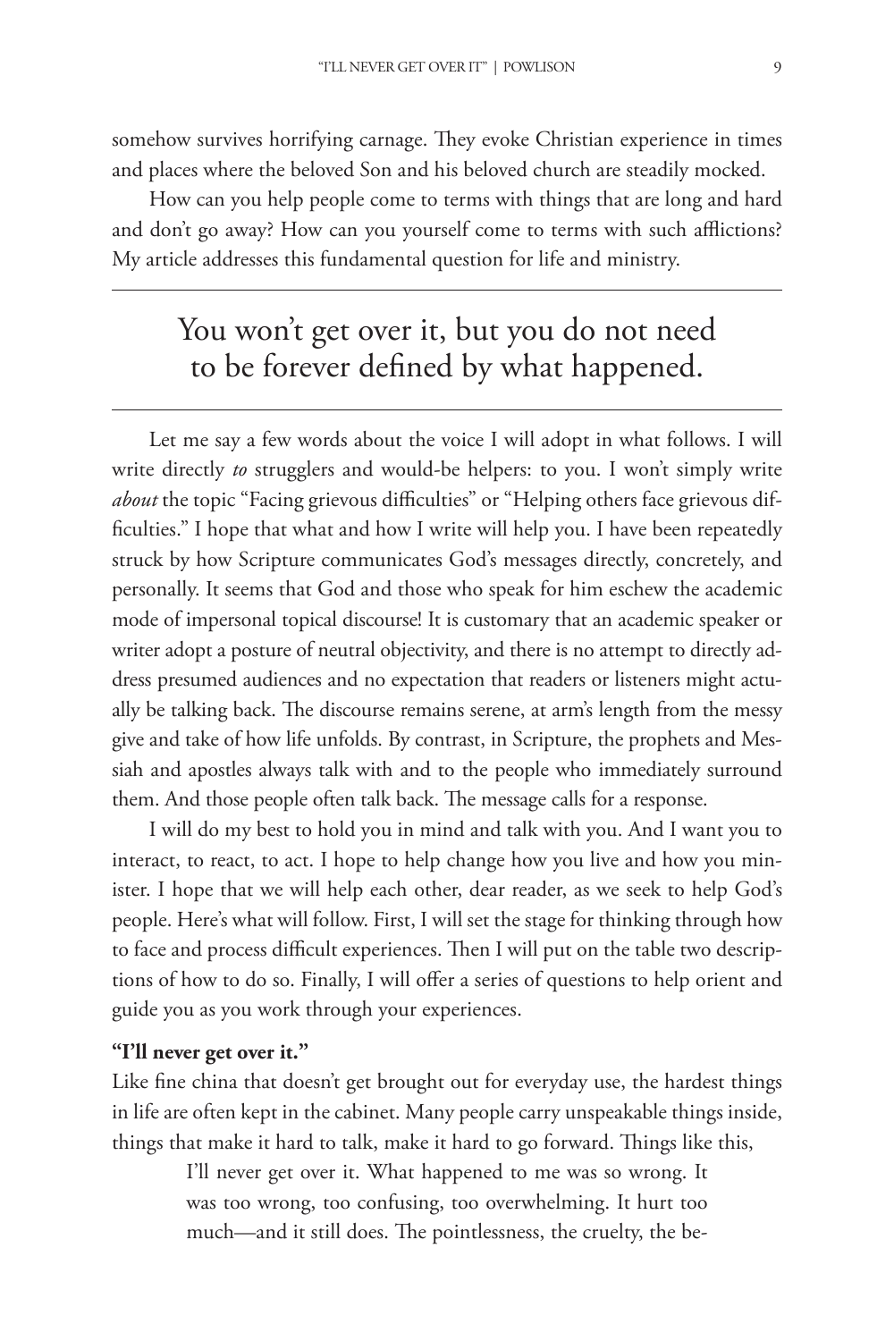somehow survives horrifying carnage. They evoke Christian experience in times and places where the beloved Son and his beloved church are steadily mocked.

How can you help people come to terms with things that are long and hard and don't go away? How can you yourself come to terms with such afflictions? My article addresses this fundamental question for life and ministry.

---

> You won't get over it, but you do not need to be forever defined by what happened.

---

Let me say a few words about the voice I will adopt in what follows. I will write directly *to* strugglers and would-be helpers: to you. I won't simply write *about* the topic "Facing grievous difficulties" or "Helping others face grievous difficulties." I hope that what and how I write will help you. I have been repeatedly struck by how Scripture communicates God's messages directly, concretely, and personally. It seems that God and those who speak for him eschew the academic mode of impersonal topical discourse! It is customary that an academic speaker or writer adopt a posture of neutral objectivity, and there is no attempt to directly address presumed audiences and no expectation that readers or listeners might actually be talking back. The discourse remains serene, at arm's length from the messy give and take of how life unfolds. By contrast, in Scripture, the prophets and Messiah and apostles always talk with and to the people who immediately surround them. And those people often talk back. The message calls for a response.

I will do my best to hold you in mind and talk with you. And I want you to interact, to react, to act. I hope to help change how you live and how you minister. I hope that we will help each other, dear reader, as we seek to help God's people. Here's what will follow. First, I will set the stage for thinking through how to face and process difficult experiences. Then I will put on the table two descriptions of how to do so. Finally, I will offer a series of questions to help orient and guide you as you work through your experiences.

**"I'll never get over it."**

Like fine china that doesn't get brought out for everyday use, the hardest things in life are often kept in the cabinet. Many people carry unspeakable things inside, things that make it hard to talk, make it hard to go forward. Things like this,

> I'll never get over it. What happened to me was so wrong. It was too wrong, too confusing, too overwhelming. It hurt too much—and it still does. The pointlessness, the cruelty, the be-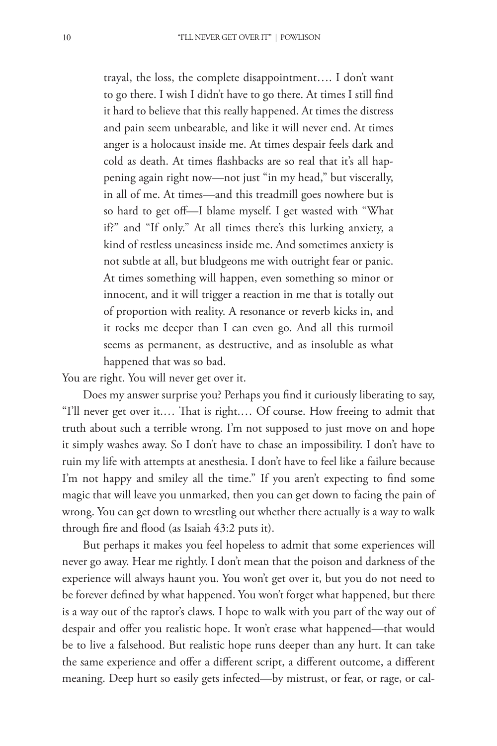> trayal, the loss, the complete disappointment…. I don't want to go there. I wish I didn't have to go there. At times I still find it hard to believe that this really happened. At times the distress and pain seem unbearable, and like it will never end. At times anger is a holocaust inside me. At times despair feels dark and cold as death. At times flashbacks are so real that it's all happening again right now—not just "in my head," but viscerally, in all of me. At times—and this treadmill goes nowhere but is so hard to get off—I blame myself. I get wasted with "What if?" and "If only." At all times there's this lurking anxiety, a kind of restless uneasiness inside me. And sometimes anxiety is not subtle at all, but bludgeons me with outright fear or panic. At times something will happen, even something so minor or innocent, and it will trigger a reaction in me that is totally out of proportion with reality. A resonance or reverb kicks in, and it rocks me deeper than I can even go. And all this turmoil seems as permanent, as destructive, and as insoluble as what happened that was so bad.

You are right. You will never get over it.

Does my answer surprise you? Perhaps you find it curiously liberating to say, "I'll never get over it.… That is right.… Of course. How freeing to admit that truth about such a terrible wrong. I'm not supposed to just move on and hope it simply washes away. So I don't have to chase an impossibility. I don't have to ruin my life with attempts at anesthesia. I don't have to feel like a failure because I'm not happy and smiley all the time." If you aren't expecting to find some magic that will leave you unmarked, then you can get down to facing the pain of wrong. You can get down to wrestling out whether there actually is a way to walk through fire and flood (as Isaiah 43:2 puts it).

But perhaps it makes you feel hopeless to admit that some experiences will never go away. Hear me rightly. I don't mean that the poison and darkness of the experience will always haunt you. You won't get over it, but you do not need to be forever defined by what happened. You won't forget what happened, but there is a way out of the raptor's claws. I hope to walk with you part of the way out of despair and offer you realistic hope. It won't erase what happened—that would be to live a falsehood. But realistic hope runs deeper than any hurt. It can take the same experience and offer a different script, a different outcome, a different meaning. Deep hurt so easily gets infected—by mistrust, or fear, or rage, or cal-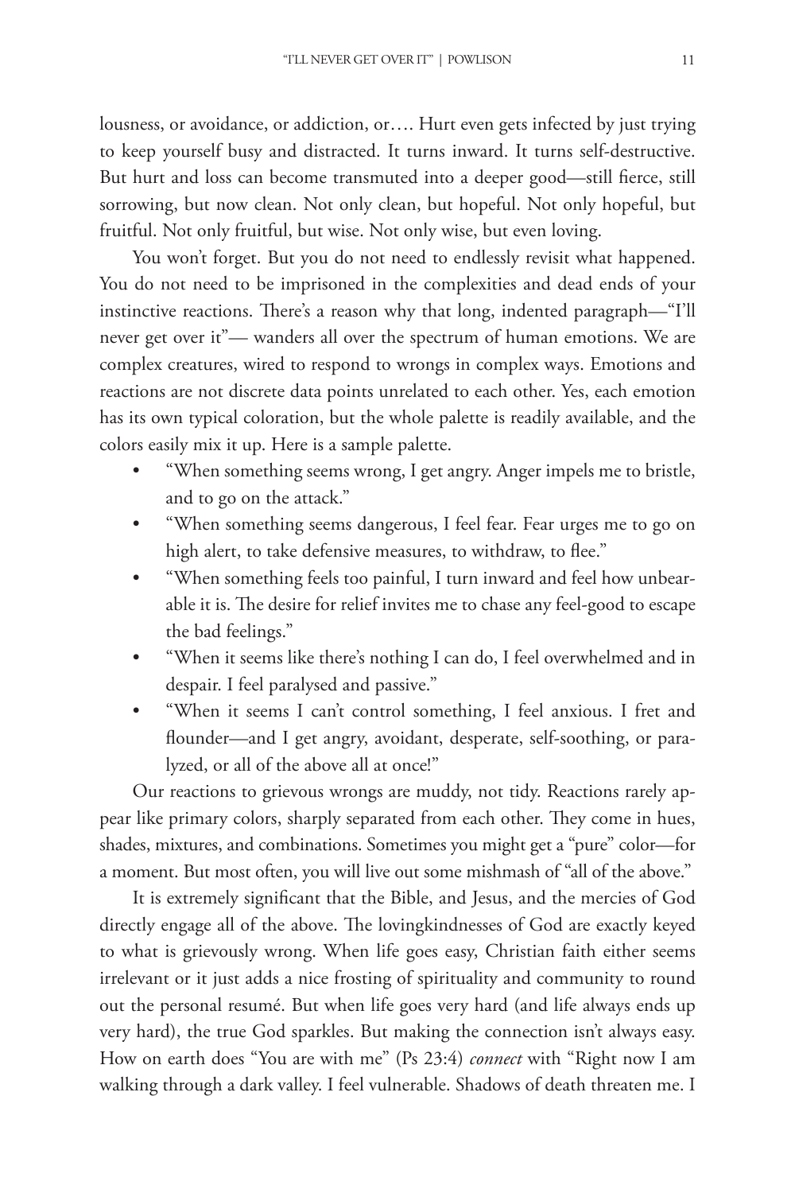lousness, or avoidance, or addiction, or…. Hurt even gets infected by just trying to keep yourself busy and distracted. It turns inward. It turns self-destructive. But hurt and loss can become transmuted into a deeper good—still fierce, still sorrowing, but now clean. Not only clean, but hopeful. Not only hopeful, but fruitful. Not only fruitful, but wise. Not only wise, but even loving.

You won't forget. But you do not need to endlessly revisit what happened. You do not need to be imprisoned in the complexities and dead ends of your instinctive reactions. There's a reason why that long, indented paragraph—"I'll never get over it"— wanders all over the spectrum of human emotions. We are complex creatures, wired to respond to wrongs in complex ways. Emotions and reactions are not discrete data points unrelated to each other. Yes, each emotion has its own typical coloration, but the whole palette is readily available, and the colors easily mix it up. Here is a sample palette.

- "When something seems wrong, I get angry. Anger impels me to bristle, and to go on the attack."
- "When something seems dangerous, I feel fear. Fear urges me to go on high alert, to take defensive measures, to withdraw, to flee."
- "When something feels too painful, I turn inward and feel how unbearable it is. The desire for relief invites me to chase any feel-good to escape the bad feelings."
- "When it seems like there's nothing I can do, I feel overwhelmed and in despair. I feel paralysed and passive."
- "When it seems I can't control something, I feel anxious. I fret and flounder—and I get angry, avoidant, desperate, self-soothing, or paralyzed, or all of the above all at once!"

Our reactions to grievous wrongs are muddy, not tidy. Reactions rarely appear like primary colors, sharply separated from each other. They come in hues, shades, mixtures, and combinations. Sometimes you might get a "pure" color—for a moment. But most often, you will live out some mishmash of "all of the above."

It is extremely significant that the Bible, and Jesus, and the mercies of God directly engage all of the above. The lovingkindnesses of God are exactly keyed to what is grievously wrong. When life goes easy, Christian faith either seems irrelevant or it just adds a nice frosting of spirituality and community to round out the personal resumé. But when life goes very hard (and life always ends up very hard), the true God sparkles. But making the connection isn't always easy. How on earth does "You are with me" (Ps 23:4) *connect* with "Right now I am walking through a dark valley. I feel vulnerable. Shadows of death threaten me. I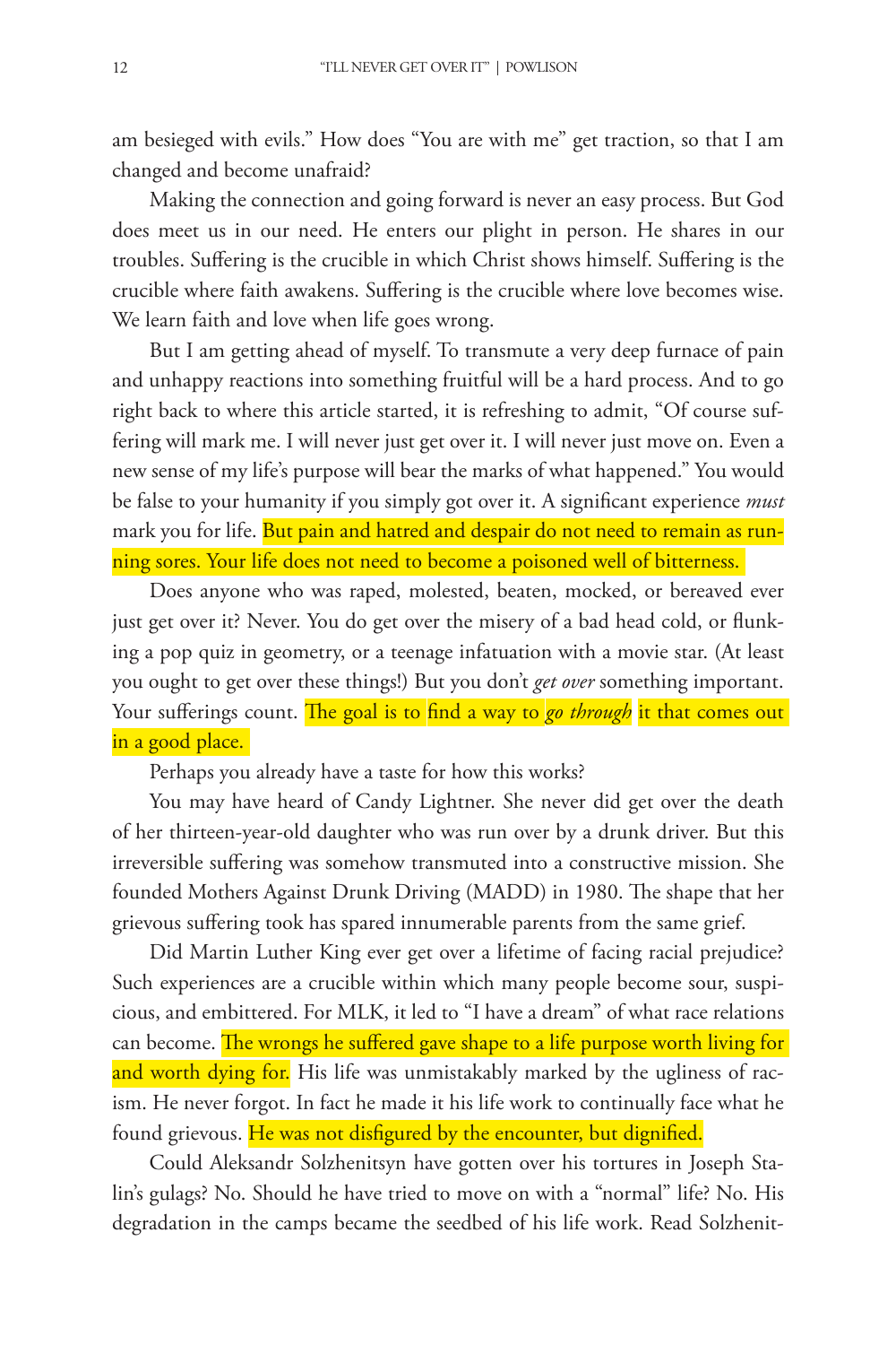am besieged with evils." How does "You are with me" get traction, so that I am changed and become unafraid?

Making the connection and going forward is never an easy process. But God does meet us in our need. He enters our plight in person. He shares in our troubles. Suffering is the crucible in which Christ shows himself. Suffering is the crucible where faith awakens. Suffering is the crucible where love becomes wise. We learn faith and love when life goes wrong.

But I am getting ahead of myself. To transmute a very deep furnace of pain and unhappy reactions into something fruitful will be a hard process. And to go right back to where this article started, it is refreshing to admit, "Of course suffering will mark me. I will never just get over it. I will never just move on. Even a new sense of my life's purpose will bear the marks of what happened." You would be false to your humanity if you simply got over it. A significant experience *must* mark you for life. But pain and hatred and despair do not need to remain as running sores. Your life does not need to become a poisoned well of bitterness.

Does anyone who was raped, molested, beaten, mocked, or bereaved ever just get over it? Never. You do get over the misery of a bad head cold, or flunking a pop quiz in geometry, or a teenage infatuation with a movie star. (At least you ought to get over these things!) But you don't *get over* something important. Your sufferings count. The goal is to find a way to *go through* it that comes out in a good place.

Perhaps you already have a taste for how this works?

You may have heard of Candy Lightner. She never did get over the death of her thirteen-year-old daughter who was run over by a drunk driver. But this irreversible suffering was somehow transmuted into a constructive mission. She founded Mothers Against Drunk Driving (MADD) in 1980. The shape that her grievous suffering took has spared innumerable parents from the same grief.

Did Martin Luther King ever get over a lifetime of facing racial prejudice? Such experiences are a crucible within which many people become sour, suspicious, and embittered. For MLK, it led to "I have a dream" of what race relations can become. The wrongs he suffered gave shape to a life purpose worth living for and worth dying for. His life was unmistakably marked by the ugliness of racism. He never forgot. In fact he made it his life work to continually face what he found grievous. He was not disfigured by the encounter, but dignified.

Could Aleksandr Solzhenitsyn have gotten over his tortures in Joseph Stalin's gulags? No. Should he have tried to move on with a "normal" life? No. His degradation in the camps became the seedbed of his life work. Read Solzhenit-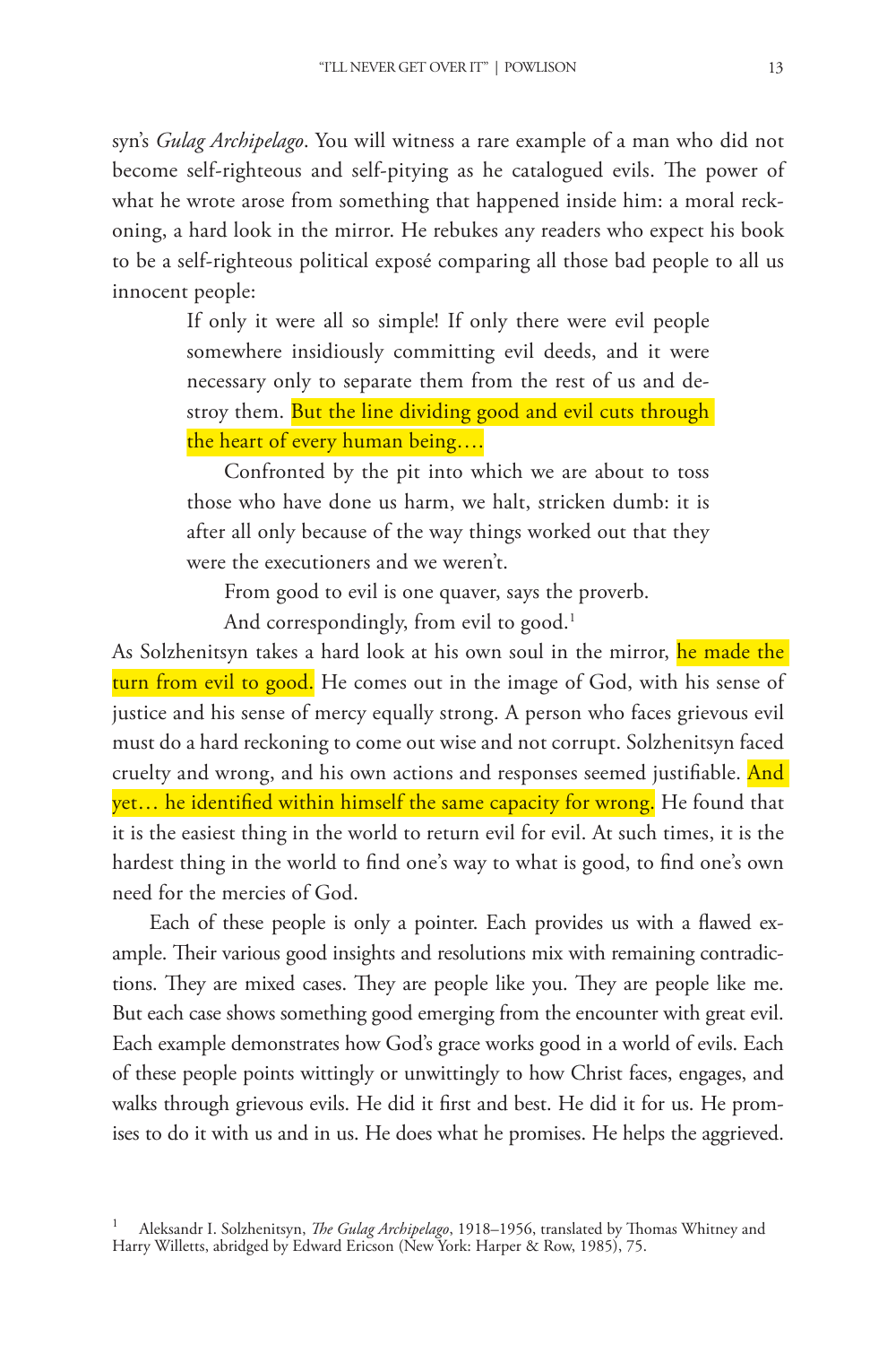syn's *Gulag Archipelago*. You will witness a rare example of a man who did not become self-righteous and self-pitying as he catalogued evils. The power of what he wrote arose from something that happened inside him: a moral reckoning, a hard look in the mirror. He rebukes any readers who expect his book to be a self-righteous political exposé comparing all those bad people to all us innocent people:

> If only it were all so simple! If only there were evil people somewhere insidiously committing evil deeds, and it were necessary only to separate them from the rest of us and destroy them. But the line dividing good and evil cuts through the heart of every human being....
>
> Confronted by the pit into which we are about to toss those who have done us harm, we halt, stricken dumb: it is after all only because of the way things worked out that they were the executioners and we weren't.
>
> From good to evil is one quaver, says the proverb.
>
> And correspondingly, from evil to good.[1]

As Solzhenitsyn takes a hard look at his own soul in the mirror, he made the turn from evil to good. He comes out in the image of God, with his sense of justice and his sense of mercy equally strong. A person who faces grievous evil must do a hard reckoning to come out wise and not corrupt. Solzhenitsyn faced cruelty and wrong, and his own actions and responses seemed justifiable. And yet... he identified within himself the same capacity for wrong. He found that it is the easiest thing in the world to return evil for evil. At such times, it is the hardest thing in the world to find one's way to what is good, to find one's own need for the mercies of God.

Each of these people is only a pointer. Each provides us with a flawed example. Their various good insights and resolutions mix with remaining contradictions. They are mixed cases. They are people like you. They are people like me. But each case shows something good emerging from the encounter with great evil. Each example demonstrates how God's grace works good in a world of evils. Each of these people points wittingly or unwittingly to how Christ faces, engages, and walks through grievous evils. He did it first and best. He did it for us. He promises to do it with us and in us. He does what he promises. He helps the aggrieved.

[1] Aleksandr I. Solzhenitsyn, *The Gulag Archipelago*, 1918–1956, translated by Thomas Whitney and Harry Willetts, abridged by Edward Ericson (New York: Harper & Row, 1985), 75.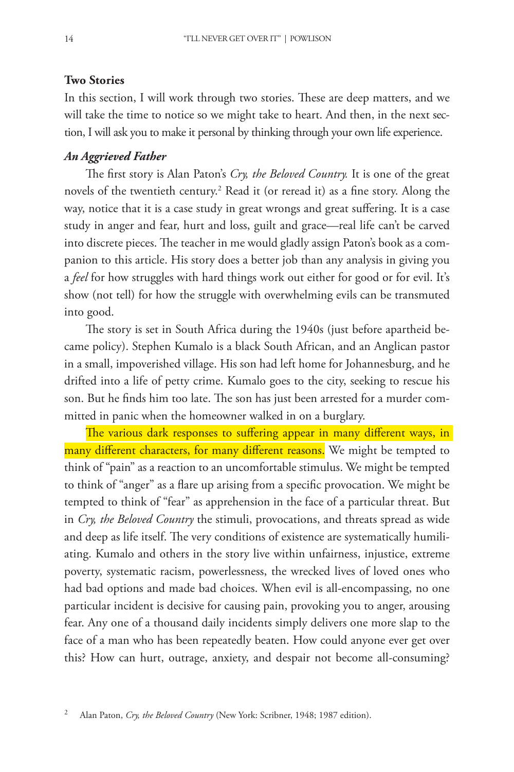## Two Stories

In this section, I will work through two stories. These are deep matters, and we will take the time to notice so we might take to heart. And then, in the next section, I will ask you to make it personal by thinking through your own life experience.

### *An Aggrieved Father*

The first story is Alan Paton's *Cry, the Beloved Country.* It is one of the great novels of the twentieth century.[2] Read it (or reread it) as a fine story. Along the way, notice that it is a case study in great wrongs and great suffering. It is a case study in anger and fear, hurt and loss, guilt and grace—real life can't be carved into discrete pieces. The teacher in me would gladly assign Paton's book as a companion to this article. His story does a better job than any analysis in giving you a *feel* for how struggles with hard things work out either for good or for evil. It's show (not tell) for how the struggle with overwhelming evils can be transmuted into good.

The story is set in South Africa during the 1940s (just before apartheid became policy). Stephen Kumalo is a black South African, and an Anglican pastor in a small, impoverished village. His son had left home for Johannesburg, and he drifted into a life of petty crime. Kumalo goes to the city, seeking to rescue his son. But he finds him too late. The son has just been arrested for a murder committed in panic when the homeowner walked in on a burglary.

The various dark responses to suffering appear in many different ways, in many different characters, for many different reasons. We might be tempted to think of "pain" as a reaction to an uncomfortable stimulus. We might be tempted to think of "anger" as a flare up arising from a specific provocation. We might be tempted to think of "fear" as apprehension in the face of a particular threat. But in *Cry, the Beloved Country* the stimuli, provocations, and threats spread as wide and deep as life itself. The very conditions of existence are systematically humiliating. Kumalo and others in the story live within unfairness, injustice, extreme poverty, systematic racism, powerlessness, the wrecked lives of loved ones who had bad options and made bad choices. When evil is all-encompassing, no one particular incident is decisive for causing pain, provoking you to anger, arousing fear. Any one of a thousand daily incidents simply delivers one more slap to the face of a man who has been repeatedly beaten. How could anyone ever get over this? How can hurt, outrage, anxiety, and despair not become all-consuming?

[2] Alan Paton, *Cry, the Beloved Country* (New York: Scribner, 1948; 1987 edition).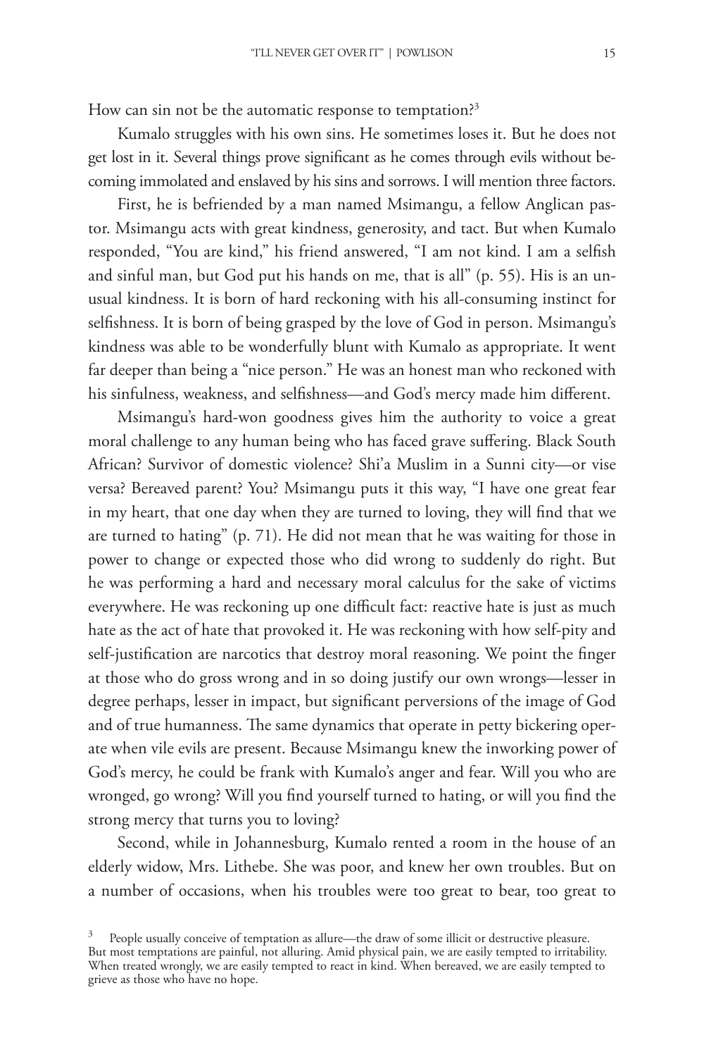How can sin not be the automatic response to temptation?[3]

Kumalo struggles with his own sins. He sometimes loses it. But he does not get lost in it. Several things prove significant as he comes through evils without becoming immolated and enslaved by his sins and sorrows. I will mention three factors.

First, he is befriended by a man named Msimangu, a fellow Anglican pastor. Msimangu acts with great kindness, generosity, and tact. But when Kumalo responded, "You are kind," his friend answered, "I am not kind. I am a selfish and sinful man, but God put his hands on me, that is all" (p. 55). His is an unusual kindness. It is born of hard reckoning with his all-consuming instinct for selfishness. It is born of being grasped by the love of God in person. Msimangu's kindness was able to be wonderfully blunt with Kumalo as appropriate. It went far deeper than being a "nice person." He was an honest man who reckoned with his sinfulness, weakness, and selfishness—and God's mercy made him different.

Msimangu's hard-won goodness gives him the authority to voice a great moral challenge to any human being who has faced grave suffering. Black South African? Survivor of domestic violence? Shi'a Muslim in a Sunni city—or vise versa? Bereaved parent? You? Msimangu puts it this way, "I have one great fear in my heart, that one day when they are turned to loving, they will find that we are turned to hating" (p. 71). He did not mean that he was waiting for those in power to change or expected those who did wrong to suddenly do right. But he was performing a hard and necessary moral calculus for the sake of victims everywhere. He was reckoning up one difficult fact: reactive hate is just as much hate as the act of hate that provoked it. He was reckoning with how self-pity and self-justification are narcotics that destroy moral reasoning. We point the finger at those who do gross wrong and in so doing justify our own wrongs—lesser in degree perhaps, lesser in impact, but significant perversions of the image of God and of true humanness. The same dynamics that operate in petty bickering operate when vile evils are present. Because Msimangu knew the inworking power of God's mercy, he could be frank with Kumalo's anger and fear. Will you who are wronged, go wrong? Will you find yourself turned to hating, or will you find the strong mercy that turns you to loving?

Second, while in Johannesburg, Kumalo rented a room in the house of an elderly widow, Mrs. Lithebe. She was poor, and knew her own troubles. But on a number of occasions, when his troubles were too great to bear, too great to

---

[3] People usually conceive of temptation as allure—the draw of some illicit or destructive pleasure. But most temptations are painful, not alluring. Amid physical pain, we are easily tempted to irritability. When treated wrongly, we are easily tempted to react in kind. When bereaved, we are easily tempted to grieve as those who have no hope.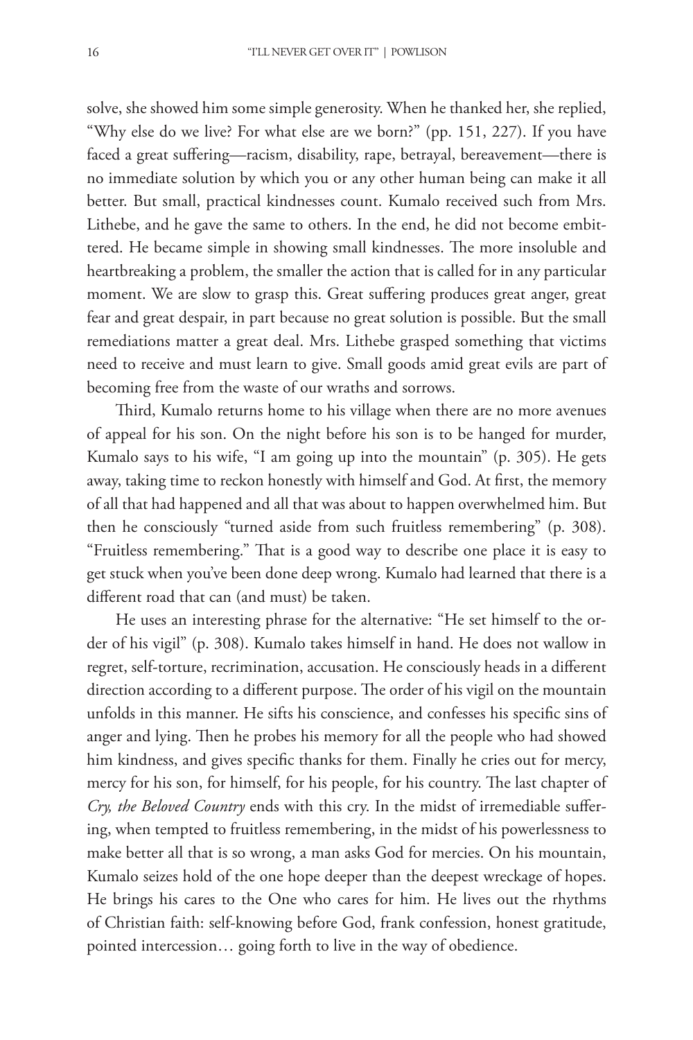solve, she showed him some simple generosity. When he thanked her, she replied, "Why else do we live? For what else are we born?" (pp. 151, 227). If you have faced a great suffering—racism, disability, rape, betrayal, bereavement—there is no immediate solution by which you or any other human being can make it all better. But small, practical kindnesses count. Kumalo received such from Mrs. Lithebe, and he gave the same to others. In the end, he did not become embittered. He became simple in showing small kindnesses. The more insoluble and heartbreaking a problem, the smaller the action that is called for in any particular moment. We are slow to grasp this. Great suffering produces great anger, great fear and great despair, in part because no great solution is possible. But the small remediations matter a great deal. Mrs. Lithebe grasped something that victims need to receive and must learn to give. Small goods amid great evils are part of becoming free from the waste of our wraths and sorrows.

Third, Kumalo returns home to his village when there are no more avenues of appeal for his son. On the night before his son is to be hanged for murder, Kumalo says to his wife, "I am going up into the mountain" (p. 305). He gets away, taking time to reckon honestly with himself and God. At first, the memory of all that had happened and all that was about to happen overwhelmed him. But then he consciously "turned aside from such fruitless remembering" (p. 308). "Fruitless remembering." That is a good way to describe one place it is easy to get stuck when you've been done deep wrong. Kumalo had learned that there is a different road that can (and must) be taken.

He uses an interesting phrase for the alternative: "He set himself to the order of his vigil" (p. 308). Kumalo takes himself in hand. He does not wallow in regret, self-torture, recrimination, accusation. He consciously heads in a different direction according to a different purpose. The order of his vigil on the mountain unfolds in this manner. He sifts his conscience, and confesses his specific sins of anger and lying. Then he probes his memory for all the people who had showed him kindness, and gives specific thanks for them. Finally he cries out for mercy, mercy for his son, for himself, for his people, for his country. The last chapter of *Cry, the Beloved Country* ends with this cry. In the midst of irremediable suffering, when tempted to fruitless remembering, in the midst of his powerlessness to make better all that is so wrong, a man asks God for mercies. On his mountain, Kumalo seizes hold of the one hope deeper than the deepest wreckage of hopes. He brings his cares to the One who cares for him. He lives out the rhythms of Christian faith: self-knowing before God, frank confession, honest gratitude, pointed intercession… going forth to live in the way of obedience.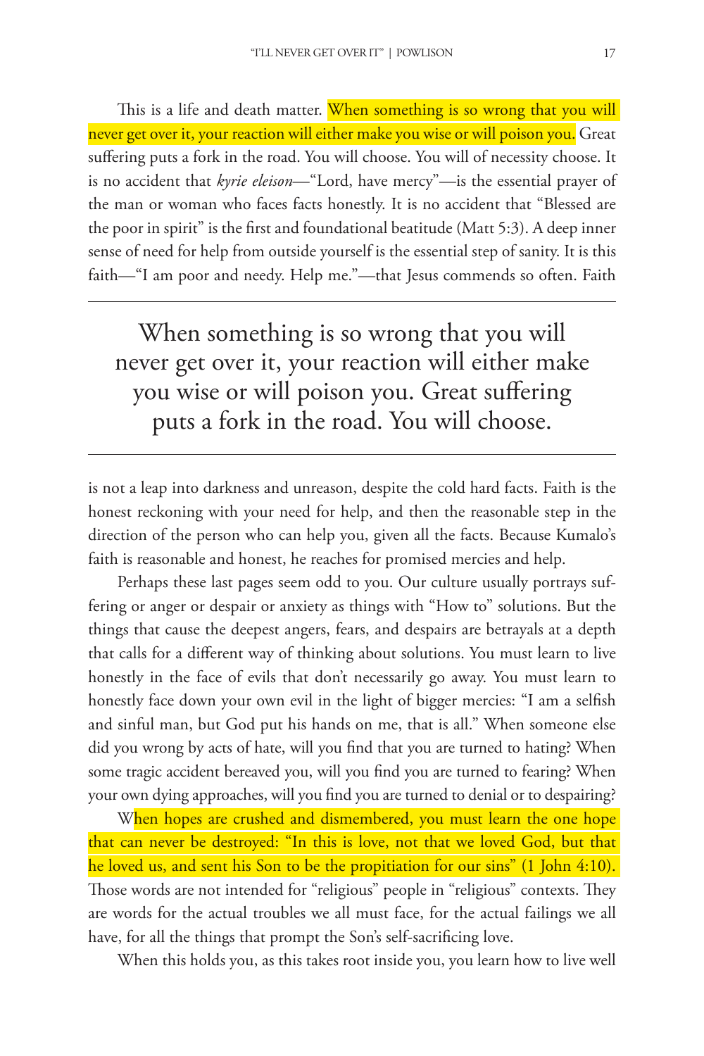This is a life and death matter. When something is so wrong that you will never get over it, your reaction will either make you wise or will poison you. Great suffering puts a fork in the road. You will choose. You will of necessity choose. It is no accident that *kyrie eleison*—"Lord, have mercy"—is the essential prayer of the man or woman who faces facts honestly. It is no accident that "Blessed are the poor in spirit" is the first and foundational beatitude (Matt 5:3). A deep inner sense of need for help from outside yourself is the essential step of sanity. It is this faith—"I am poor and needy. Help me."—that Jesus commends so often. Faith is not a leap into darkness and unreason, despite the cold hard facts. Faith is the honest reckoning with your need for help, and then the reasonable step in the direction of the person who can help you, given all the facts. Because Kumalo's faith is reasonable and honest, he reaches for promised mercies and help.

> When something is so wrong that you will never get over it, your reaction will either make you wise or will poison you. Great suffering puts a fork in the road. You will choose.

Perhaps these last pages seem odd to you. Our culture usually portrays suffering or anger or despair or anxiety as things with "How to" solutions. But the things that cause the deepest angers, fears, and despairs are betrayals at a depth that calls for a different way of thinking about solutions. You must learn to live honestly in the face of evils that don't necessarily go away. You must learn to honestly face down your own evil in the light of bigger mercies: "I am a selfish and sinful man, but God put his hands on me, that is all." When someone else did you wrong by acts of hate, will you find that you are turned to hating? When some tragic accident bereaved you, will you find you are turned to fearing? When your own dying approaches, will you find you are turned to denial or to despairing?

When hopes are crushed and dismembered, you must learn the one hope that can never be destroyed: "In this is love, not that we loved God, but that he loved us, and sent his Son to be the propitiation for our sins" (1 John 4:10). Those words are not intended for "religious" people in "religious" contexts. They are words for the actual troubles we all must face, for the actual failings we all have, for all the things that prompt the Son's self-sacrificing love.

When this holds you, as this takes root inside you, you learn how to live well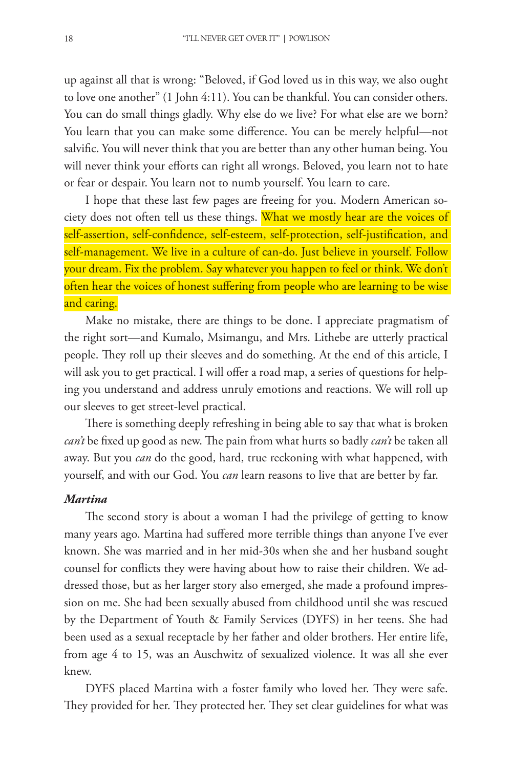up against all that is wrong: "Beloved, if God loved us in this way, we also ought to love one another" (1 John 4:11). You can be thankful. You can consider others. You can do small things gladly. Why else do we live? For what else are we born? You learn that you can make some difference. You can be merely helpful—not salvific. You will never think that you are better than any other human being. You will never think your efforts can right all wrongs. Beloved, you learn not to hate or fear or despair. You learn not to numb yourself. You learn to care.

I hope that these last few pages are freeing for you. Modern American society does not often tell us these things. What we mostly hear are the voices of self-assertion, self-confidence, self-esteem, self-protection, self-justification, and self-management. We live in a culture of can-do. Just believe in yourself. Follow your dream. Fix the problem. Say whatever you happen to feel or think. We don't often hear the voices of honest suffering from people who are learning to be wise and caring.

Make no mistake, there are things to be done. I appreciate pragmatism of the right sort—and Kumalo, Msimangu, and Mrs. Lithebe are utterly practical people. They roll up their sleeves and do something. At the end of this article, I will ask you to get practical. I will offer a road map, a series of questions for helping you understand and address unruly emotions and reactions. We will roll up our sleeves to get street-level practical.

There is something deeply refreshing in being able to say that what is broken *can't* be fixed up good as new. The pain from what hurts so badly *can't* be taken all away. But you *can* do the good, hard, true reckoning with what happened, with yourself, and with our God. You *can* learn reasons to live that are better by far.

***Martina***

The second story is about a woman I had the privilege of getting to know many years ago. Martina had suffered more terrible things than anyone I've ever known. She was married and in her mid-30s when she and her husband sought counsel for conflicts they were having about how to raise their children. We addressed those, but as her larger story also emerged, she made a profound impression on me. She had been sexually abused from childhood until she was rescued by the Department of Youth & Family Services (DYFS) in her teens. She had been used as a sexual receptacle by her father and older brothers. Her entire life, from age 4 to 15, was an Auschwitz of sexualized violence. It was all she ever knew.

DYFS placed Martina with a foster family who loved her. They were safe. They provided for her. They protected her. They set clear guidelines for what was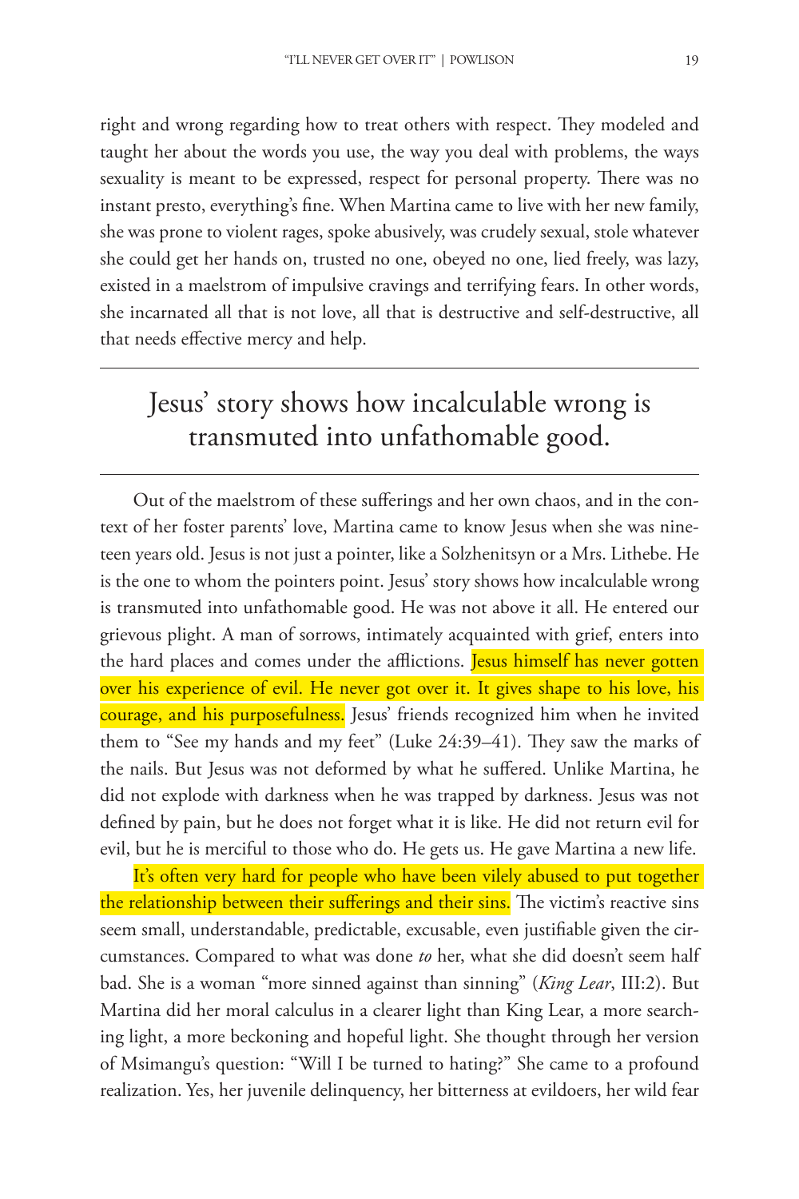right and wrong regarding how to treat others with respect. They modeled and taught her about the words you use, the way you deal with problems, the ways sexuality is meant to be expressed, respect for personal property. There was no instant presto, everything's fine. When Martina came to live with her new family, she was prone to violent rages, spoke abusively, was crudely sexual, stole whatever she could get her hands on, trusted no one, obeyed no one, lied freely, was lazy, existed in a maelstrom of impulsive cravings and terrifying fears. In other words, she incarnated all that is not love, all that is destructive and self-destructive, all that needs effective mercy and help.

---

> Jesus' story shows how incalculable wrong is transmuted into unfathomable good.

---

Out of the maelstrom of these sufferings and her own chaos, and in the context of her foster parents' love, Martina came to know Jesus when she was nineteen years old. Jesus is not just a pointer, like a Solzhenitsyn or a Mrs. Lithebe. He is the one to whom the pointers point. Jesus' story shows how incalculable wrong is transmuted into unfathomable good. He was not above it all. He entered our grievous plight. A man of sorrows, intimately acquainted with grief, enters into the hard places and comes under the afflictions. Jesus himself has never gotten over his experience of evil. He never got over it. It gives shape to his love, his courage, and his purposefulness. Jesus' friends recognized him when he invited them to "See my hands and my feet" (Luke 24:39–41). They saw the marks of the nails. But Jesus was not deformed by what he suffered. Unlike Martina, he did not explode with darkness when he was trapped by darkness. Jesus was not defined by pain, but he does not forget what it is like. He did not return evil for evil, but he is merciful to those who do. He gets us. He gave Martina a new life.

It's often very hard for people who have been vilely abused to put together the relationship between their sufferings and their sins. The victim's reactive sins seem small, understandable, predictable, excusable, even justifiable given the circumstances. Compared to what was done *to* her, what she did doesn't seem half bad. She is a woman "more sinned against than sinning" (*King Lear*, III:2). But Martina did her moral calculus in a clearer light than King Lear, a more searching light, a more beckoning and hopeful light. She thought through her version of Msimangu's question: "Will I be turned to hating?" She came to a profound realization. Yes, her juvenile delinquency, her bitterness at evildoers, her wild fear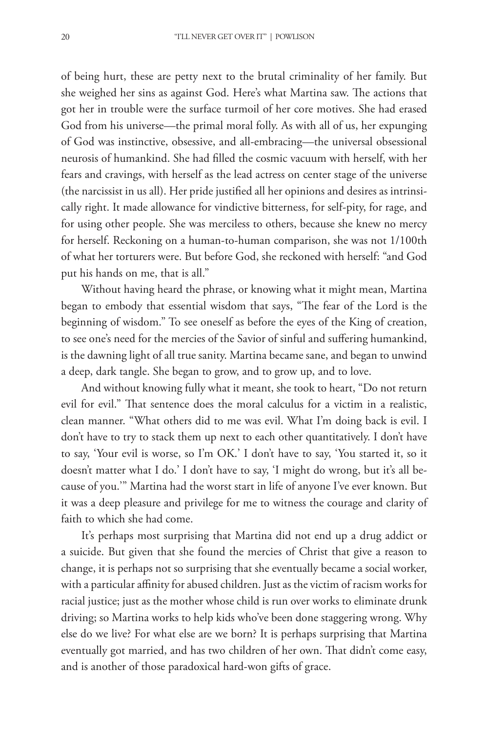of being hurt, these are petty next to the brutal criminality of her family. But she weighed her sins as against God. Here's what Martina saw. The actions that got her in trouble were the surface turmoil of her core motives. She had erased God from his universe—the primal moral folly. As with all of us, her expunging of God was instinctive, obsessive, and all-embracing—the universal obsessional neurosis of humankind. She had filled the cosmic vacuum with herself, with her fears and cravings, with herself as the lead actress on center stage of the universe (the narcissist in us all). Her pride justified all her opinions and desires as intrinsically right. It made allowance for vindictive bitterness, for self-pity, for rage, and for using other people. She was merciless to others, because she knew no mercy for herself. Reckoning on a human-to-human comparison, she was not 1/100th of what her torturers were. But before God, she reckoned with herself: "and God put his hands on me, that is all."

Without having heard the phrase, or knowing what it might mean, Martina began to embody that essential wisdom that says, "The fear of the Lord is the beginning of wisdom." To see oneself as before the eyes of the King of creation, to see one's need for the mercies of the Savior of sinful and suffering humankind, is the dawning light of all true sanity. Martina became sane, and began to unwind a deep, dark tangle. She began to grow, and to grow up, and to love.

And without knowing fully what it meant, she took to heart, "Do not return evil for evil." That sentence does the moral calculus for a victim in a realistic, clean manner. "What others did to me was evil. What I'm doing back is evil. I don't have to try to stack them up next to each other quantitatively. I don't have to say, 'Your evil is worse, so I'm OK.' I don't have to say, 'You started it, so it doesn't matter what I do.' I don't have to say, 'I might do wrong, but it's all because of you.'" Martina had the worst start in life of anyone I've ever known. But it was a deep pleasure and privilege for me to witness the courage and clarity of faith to which she had come.

It's perhaps most surprising that Martina did not end up a drug addict or a suicide. But given that she found the mercies of Christ that give a reason to change, it is perhaps not so surprising that she eventually became a social worker, with a particular affinity for abused children. Just as the victim of racism works for racial justice; just as the mother whose child is run over works to eliminate drunk driving; so Martina works to help kids who've been done staggering wrong. Why else do we live? For what else are we born? It is perhaps surprising that Martina eventually got married, and has two children of her own. That didn't come easy, and is another of those paradoxical hard-won gifts of grace.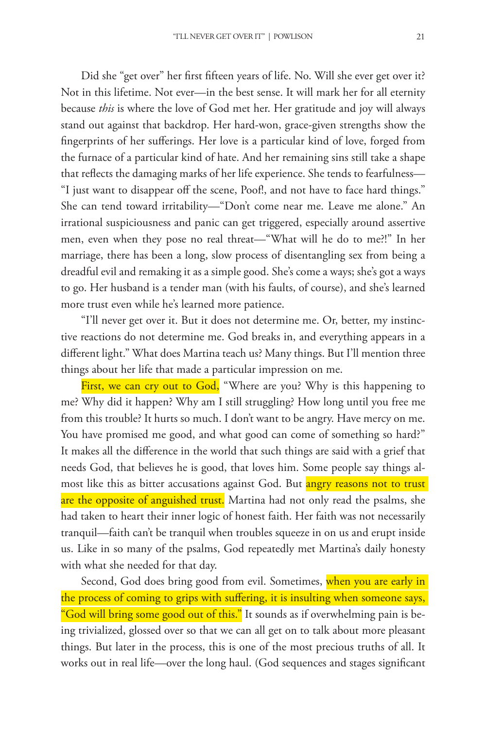Did she "get over" her first fifteen years of life. No. Will she ever get over it? Not in this lifetime. Not ever—in the best sense. It will mark her for all eternity because *this* is where the love of God met her. Her gratitude and joy will always stand out against that backdrop. Her hard-won, grace-given strengths show the fingerprints of her sufferings. Her love is a particular kind of love, forged from the furnace of a particular kind of hate. And her remaining sins still take a shape that reflects the damaging marks of her life experience. She tends to fearfulness—"I just want to disappear off the scene, Poof!, and not have to face hard things." She can tend toward irritability—"Don't come near me. Leave me alone." An irrational suspiciousness and panic can get triggered, especially around assertive men, even when they pose no real threat—"What will he do to me?!" In her marriage, there has been a long, slow process of disentangling sex from being a dreadful evil and remaking it as a simple good. She's come a ways; she's got a ways to go. Her husband is a tender man (with his faults, of course), and she's learned more trust even while he's learned more patience.

"I'll never get over it. But it does not determine me. Or, better, my instinctive reactions do not determine me. God breaks in, and everything appears in a different light." What does Martina teach us? Many things. But I'll mention three things about her life that made a particular impression on me.

First, we can cry out to God, "Where are you? Why is this happening to me? Why did it happen? Why am I still struggling? How long until you free me from this trouble? It hurts so much. I don't want to be angry. Have mercy on me. You have promised me good, and what good can come of something so hard?" It makes all the difference in the world that such things are said with a grief that needs God, that believes he is good, that loves him. Some people say things almost like this as bitter accusations against God. But angry reasons not to trust are the opposite of anguished trust. Martina had not only read the psalms, she had taken to heart their inner logic of honest faith. Her faith was not necessarily tranquil—faith can't be tranquil when troubles squeeze in on us and erupt inside us. Like in so many of the psalms, God repeatedly met Martina's daily honesty with what she needed for that day.

Second, God does bring good from evil. Sometimes, when you are early in the process of coming to grips with suffering, it is insulting when someone says, "God will bring some good out of this." It sounds as if overwhelming pain is being trivialized, glossed over so that we can all get on to talk about more pleasant things. But later in the process, this is one of the most precious truths of all. It works out in real life—over the long haul. (God sequences and stages significant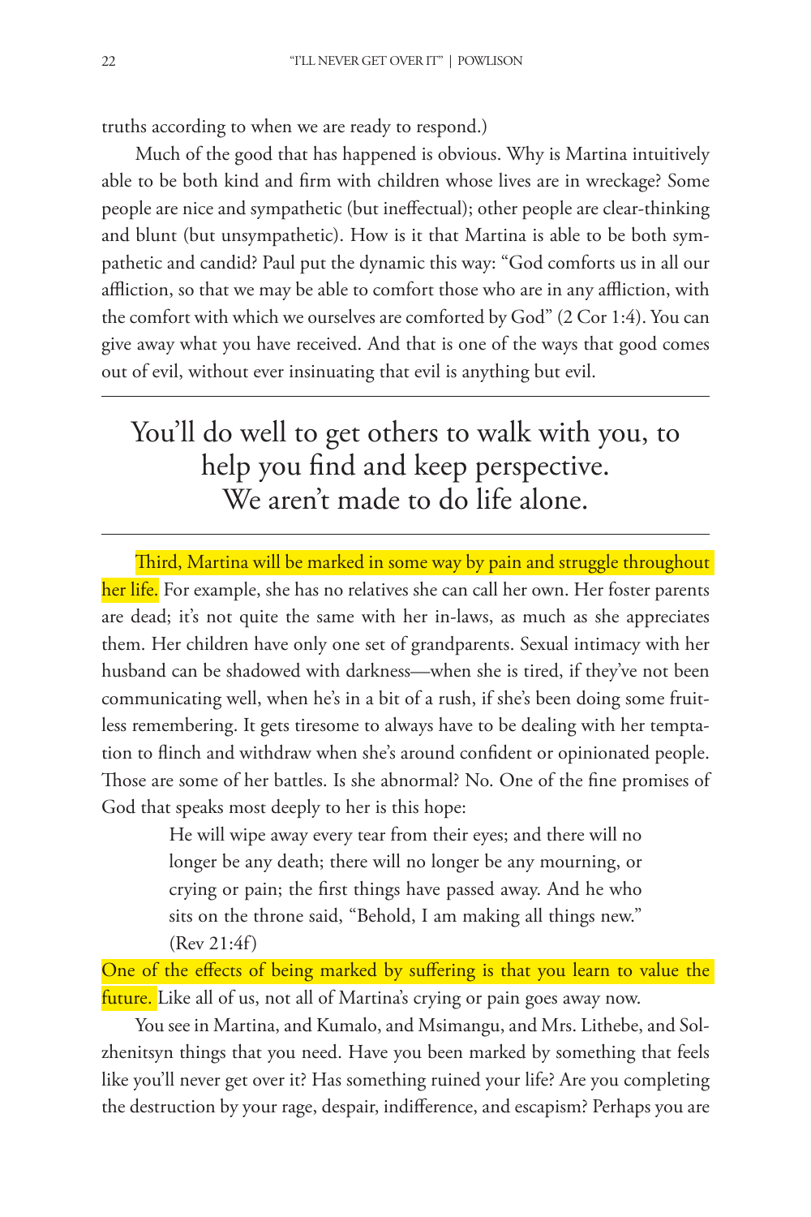truths according to when we are ready to respond.)

Much of the good that has happened is obvious. Why is Martina intuitively able to be both kind and firm with children whose lives are in wreckage? Some people are nice and sympathetic (but ineffectual); other people are clear-thinking and blunt (but unsympathetic). How is it that Martina is able to be both sympathetic and candid? Paul put the dynamic this way: "God comforts us in all our affliction, so that we may be able to comfort those who are in any affliction, with the comfort with which we ourselves are comforted by God" (2 Cor 1:4). You can give away what you have received. And that is one of the ways that good comes out of evil, without ever insinuating that evil is anything but evil.

---

> You'll do well to get others to walk with you, to help you find and keep perspective. We aren't made to do life alone.

---

Third, Martina will be marked in some way by pain and struggle throughout her life. For example, she has no relatives she can call her own. Her foster parents are dead; it's not quite the same with her in-laws, as much as she appreciates them. Her children have only one set of grandparents. Sexual intimacy with her husband can be shadowed with darkness—when she is tired, if they've not been communicating well, when he's in a bit of a rush, if she's been doing some fruitless remembering. It gets tiresome to always have to be dealing with her temptation to flinch and withdraw when she's around confident or opinionated people. Those are some of her battles. Is she abnormal? No. One of the fine promises of God that speaks most deeply to her is this hope:

> He will wipe away every tear from their eyes; and there will no longer be any death; there will no longer be any mourning, or crying or pain; the first things have passed away. And he who sits on the throne said, "Behold, I am making all things new." (Rev 21:4f)

One of the effects of being marked by suffering is that you learn to value the future. Like all of us, not all of Martina's crying or pain goes away now.

You see in Martina, and Kumalo, and Msimangu, and Mrs. Lithebe, and Solzhenitsyn things that you need. Have you been marked by something that feels like you'll never get over it? Has something ruined your life? Are you completing the destruction by your rage, despair, indifference, and escapism? Perhaps you are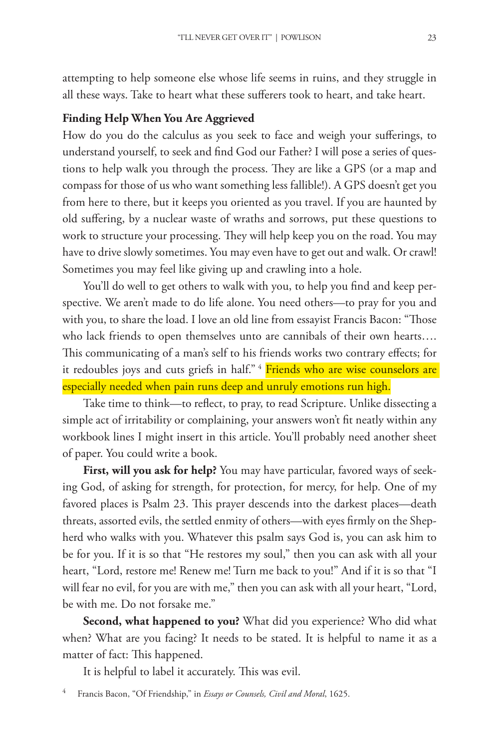attempting to help someone else whose life seems in ruins, and they struggle in all these ways. Take to heart what these sufferers took to heart, and take heart.

**Finding Help When You Are Aggrieved**

How do you do the calculus as you seek to face and weigh your sufferings, to understand yourself, to seek and find God our Father? I will pose a series of questions to help walk you through the process. They are like a GPS (or a map and compass for those of us who want something less fallible!). A GPS doesn't get you from here to there, but it keeps you oriented as you travel. If you are haunted by old suffering, by a nuclear waste of wraths and sorrows, put these questions to work to structure your processing. They will help keep you on the road. You may have to drive slowly sometimes. You may even have to get out and walk. Or crawl! Sometimes you may feel like giving up and crawling into a hole.

You'll do well to get others to walk with you, to help you find and keep perspective. We aren't made to do life alone. You need others—to pray for you and with you, to share the load. I love an old line from essayist Francis Bacon: "Those who lack friends to open themselves unto are cannibals of their own hearts.… This communicating of a man's self to his friends works two contrary effects; for it redoubles joys and cuts griefs in half." [4] Friends who are wise counselors are especially needed when pain runs deep and unruly emotions run high.

Take time to think—to reflect, to pray, to read Scripture. Unlike dissecting a simple act of irritability or complaining, your answers won't fit neatly within any workbook lines I might insert in this article. You'll probably need another sheet of paper. You could write a book.

**First, will you ask for help?** You may have particular, favored ways of seeking God, of asking for strength, for protection, for mercy, for help. One of my favored places is Psalm 23. This prayer descends into the darkest places—death threats, assorted evils, the settled enmity of others—with eyes firmly on the Shepherd who walks with you. Whatever this psalm says God is, you can ask him to be for you. If it is so that "He restores my soul," then you can ask with all your heart, "Lord, restore me! Renew me! Turn me back to you!" And if it is so that "I will fear no evil, for you are with me," then you can ask with all your heart, "Lord, be with me. Do not forsake me."

**Second, what happened to you?** What did you experience? Who did what when? What are you facing? It needs to be stated. It is helpful to name it as a matter of fact: This happened.

It is helpful to label it accurately. This was evil.

[4] Francis Bacon, "Of Friendship," in *Essays or Counsels, Civil and Moral*, 1625.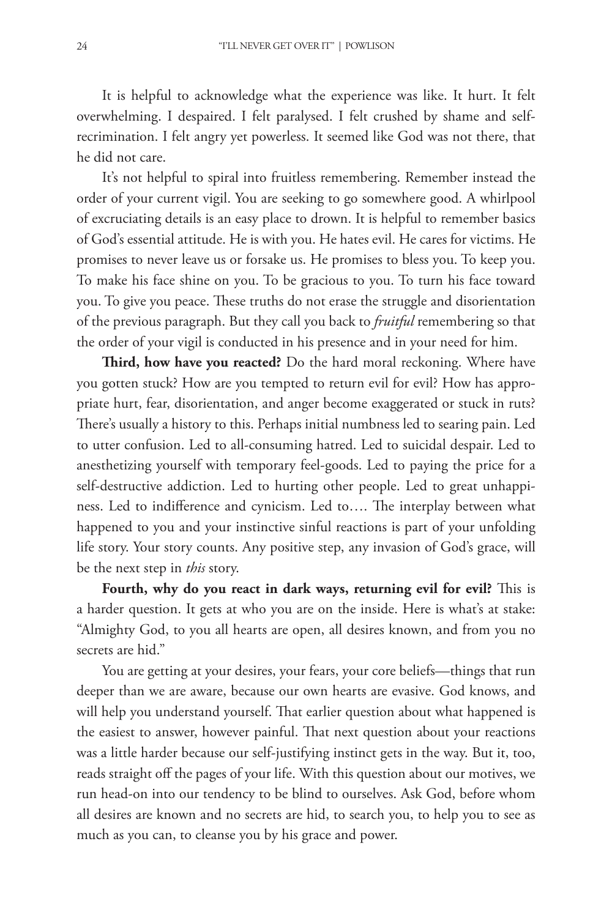It is helpful to acknowledge what the experience was like. It hurt. It felt overwhelming. I despaired. I felt paralysed. I felt crushed by shame and self-recrimination. I felt angry yet powerless. It seemed like God was not there, that he did not care.

It's not helpful to spiral into fruitless remembering. Remember instead the order of your current vigil. You are seeking to go somewhere good. A whirlpool of excruciating details is an easy place to drown. It is helpful to remember basics of God's essential attitude. He is with you. He hates evil. He cares for victims. He promises to never leave us or forsake us. He promises to bless you. To keep you. To make his face shine on you. To be gracious to you. To turn his face toward you. To give you peace. These truths do not erase the struggle and disorientation of the previous paragraph. But they call you back to *fruitful* remembering so that the order of your vigil is conducted in his presence and in your need for him.

**Third, how have you reacted?** Do the hard moral reckoning. Where have you gotten stuck? How are you tempted to return evil for evil? How has appropriate hurt, fear, disorientation, and anger become exaggerated or stuck in ruts? There's usually a history to this. Perhaps initial numbness led to searing pain. Led to utter confusion. Led to all-consuming hatred. Led to suicidal despair. Led to anesthetizing yourself with temporary feel-goods. Led to paying the price for a self-destructive addiction. Led to hurting other people. Led to great unhappiness. Led to indifference and cynicism. Led to…. The interplay between what happened to you and your instinctive sinful reactions is part of your unfolding life story. Your story counts. Any positive step, any invasion of God's grace, will be the next step in *this* story.

**Fourth, why do you react in dark ways, returning evil for evil?** This is a harder question. It gets at who you are on the inside. Here is what's at stake: "Almighty God, to you all hearts are open, all desires known, and from you no secrets are hid."

You are getting at your desires, your fears, your core beliefs—things that run deeper than we are aware, because our own hearts are evasive. God knows, and will help you understand yourself. That earlier question about what happened is the easiest to answer, however painful. That next question about your reactions was a little harder because our self-justifying instinct gets in the way. But it, too, reads straight off the pages of your life. With this question about our motives, we run head-on into our tendency to be blind to ourselves. Ask God, before whom all desires are known and no secrets are hid, to search you, to help you to see as much as you can, to cleanse you by his grace and power.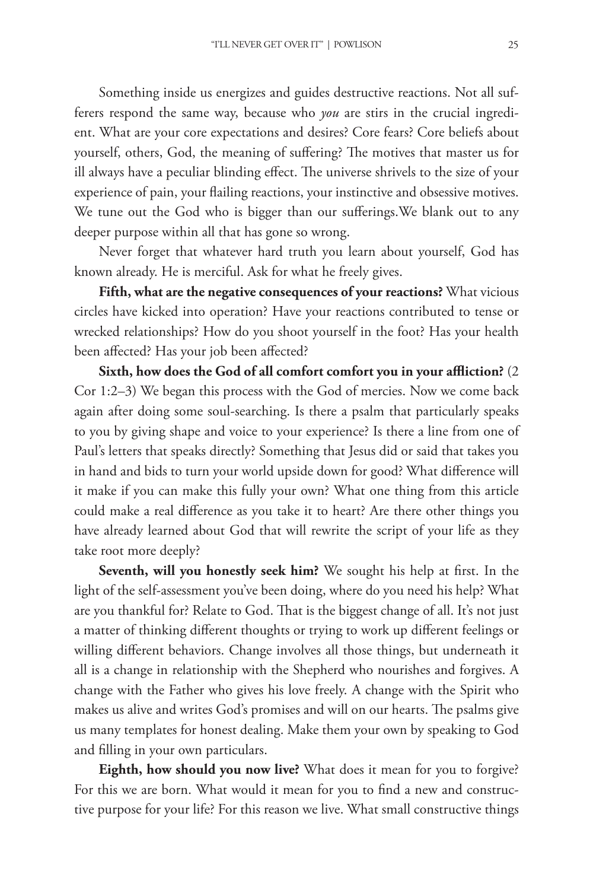Something inside us energizes and guides destructive reactions. Not all sufferers respond the same way, because who *you* are stirs in the crucial ingredient. What are your core expectations and desires? Core fears? Core beliefs about yourself, others, God, the meaning of suffering? The motives that master us for ill always have a peculiar blinding effect. The universe shrivels to the size of your experience of pain, your flailing reactions, your instinctive and obsessive motives. We tune out the God who is bigger than our sufferings.We blank out to any deeper purpose within all that has gone so wrong.

Never forget that whatever hard truth you learn about yourself, God has known already. He is merciful. Ask for what he freely gives.

**Fifth, what are the negative consequences of your reactions?** What vicious circles have kicked into operation? Have your reactions contributed to tense or wrecked relationships? How do you shoot yourself in the foot? Has your health been affected? Has your job been affected?

**Sixth, how does the God of all comfort comfort you in your affliction?** (2 Cor 1:2–3) We began this process with the God of mercies. Now we come back again after doing some soul-searching. Is there a psalm that particularly speaks to you by giving shape and voice to your experience? Is there a line from one of Paul's letters that speaks directly? Something that Jesus did or said that takes you in hand and bids to turn your world upside down for good? What difference will it make if you can make this fully your own? What one thing from this article could make a real difference as you take it to heart? Are there other things you have already learned about God that will rewrite the script of your life as they take root more deeply?

**Seventh, will you honestly seek him?** We sought his help at first. In the light of the self-assessment you've been doing, where do you need his help? What are you thankful for? Relate to God. That is the biggest change of all. It's not just a matter of thinking different thoughts or trying to work up different feelings or willing different behaviors. Change involves all those things, but underneath it all is a change in relationship with the Shepherd who nourishes and forgives. A change with the Father who gives his love freely. A change with the Spirit who makes us alive and writes God's promises and will on our hearts. The psalms give us many templates for honest dealing. Make them your own by speaking to God and filling in your own particulars.

**Eighth, how should you now live?** What does it mean for you to forgive? For this we are born. What would it mean for you to find a new and constructive purpose for your life? For this reason we live. What small constructive things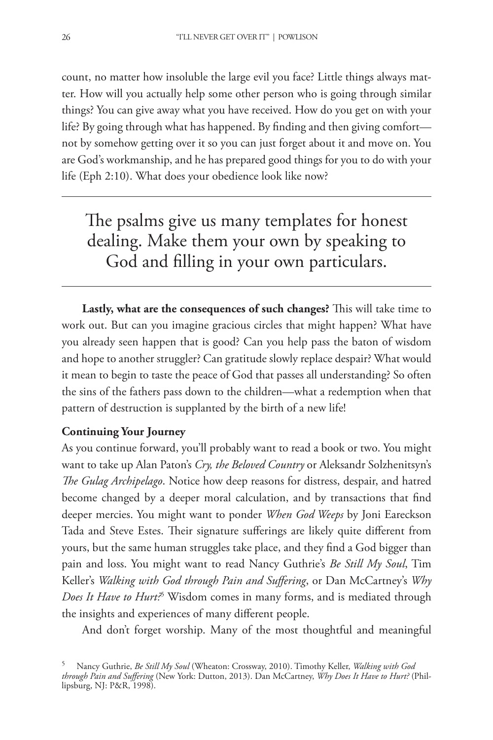count, no matter how insoluble the large evil you face? Little things always matter. How will you actually help some other person who is going through similar things? You can give away what you have received. How do you get on with your life? By going through what has happened. By finding and then giving comfort—not by somehow getting over it so you can just forget about it and move on. You are God's workmanship, and he has prepared good things for you to do with your life (Eph 2:10). What does your obedience look like now?

---

> The psalms give us many templates for honest dealing. Make them your own by speaking to God and filling in your own particulars.

---

**Lastly, what are the consequences of such changes?** This will take time to work out. But can you imagine gracious circles that might happen? What have you already seen happen that is good? Can you help pass the baton of wisdom and hope to another struggler? Can gratitude slowly replace despair? What would it mean to begin to taste the peace of God that passes all understanding? So often the sins of the fathers pass down to the children—what a redemption when that pattern of destruction is supplanted by the birth of a new life!

**Continuing Your Journey**

As you continue forward, you'll probably want to read a book or two. You might want to take up Alan Paton's *Cry, the Beloved Country* or Aleksandr Solzhenitsyn's *The Gulag Archipelago*. Notice how deep reasons for distress, despair, and hatred become changed by a deeper moral calculation, and by transactions that find deeper mercies. You might want to ponder *When God Weeps* by Joni Eareckson Tada and Steve Estes. Their signature sufferings are likely quite different from yours, but the same human struggles take place, and they find a God bigger than pain and loss. You might want to read Nancy Guthrie's *Be Still My Soul*, Tim Keller's *Walking with God through Pain and Suffering*, or Dan McCartney's *Why Does It Have to Hurt?*[5] Wisdom comes in many forms, and is mediated through the insights and experiences of many different people.

And don't forget worship. Many of the most thoughtful and meaningful

[5] Nancy Guthrie, *Be Still My Soul* (Wheaton: Crossway, 2010). Timothy Keller, *Walking with God through Pain and Suffering* (New York: Dutton, 2013). Dan McCartney, *Why Does It Have to Hurt?* (Phillipsburg, NJ: P&R, 1998).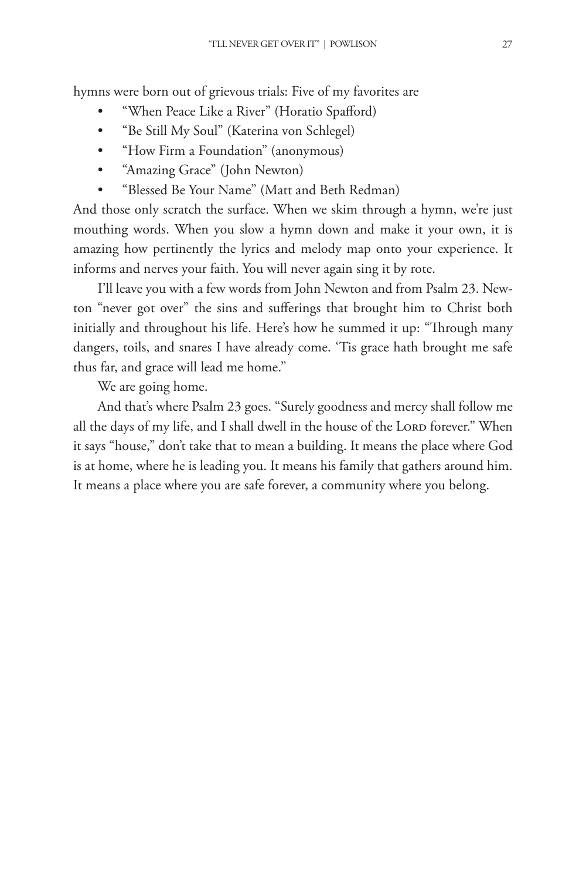hymns were born out of grievous trials: Five of my favorites are

- "When Peace Like a River" (Horatio Spafford)
- "Be Still My Soul" (Katerina von Schlegel)
- "How Firm a Foundation" (anonymous)
- "Amazing Grace" (John Newton)
- "Blessed Be Your Name" (Matt and Beth Redman)

And those only scratch the surface. When we skim through a hymn, we're just mouthing words. When you slow a hymn down and make it your own, it is amazing how pertinently the lyrics and melody map onto your experience. It informs and nerves your faith. You will never again sing it by rote.

I'll leave you with a few words from John Newton and from Psalm 23. Newton "never got over" the sins and sufferings that brought him to Christ both initially and throughout his life. Here's how he summed it up: "Through many dangers, toils, and snares I have already come. 'Tis grace hath brought me safe thus far, and grace will lead me home."

We are going home.

And that's where Psalm 23 goes. "Surely goodness and mercy shall follow me all the days of my life, and I shall dwell in the house of the Lord forever." When it says "house," don't take that to mean a building. It means the place where God is at home, where he is leading you. It means his family that gathers around him. It means a place where you are safe forever, a community where you belong.